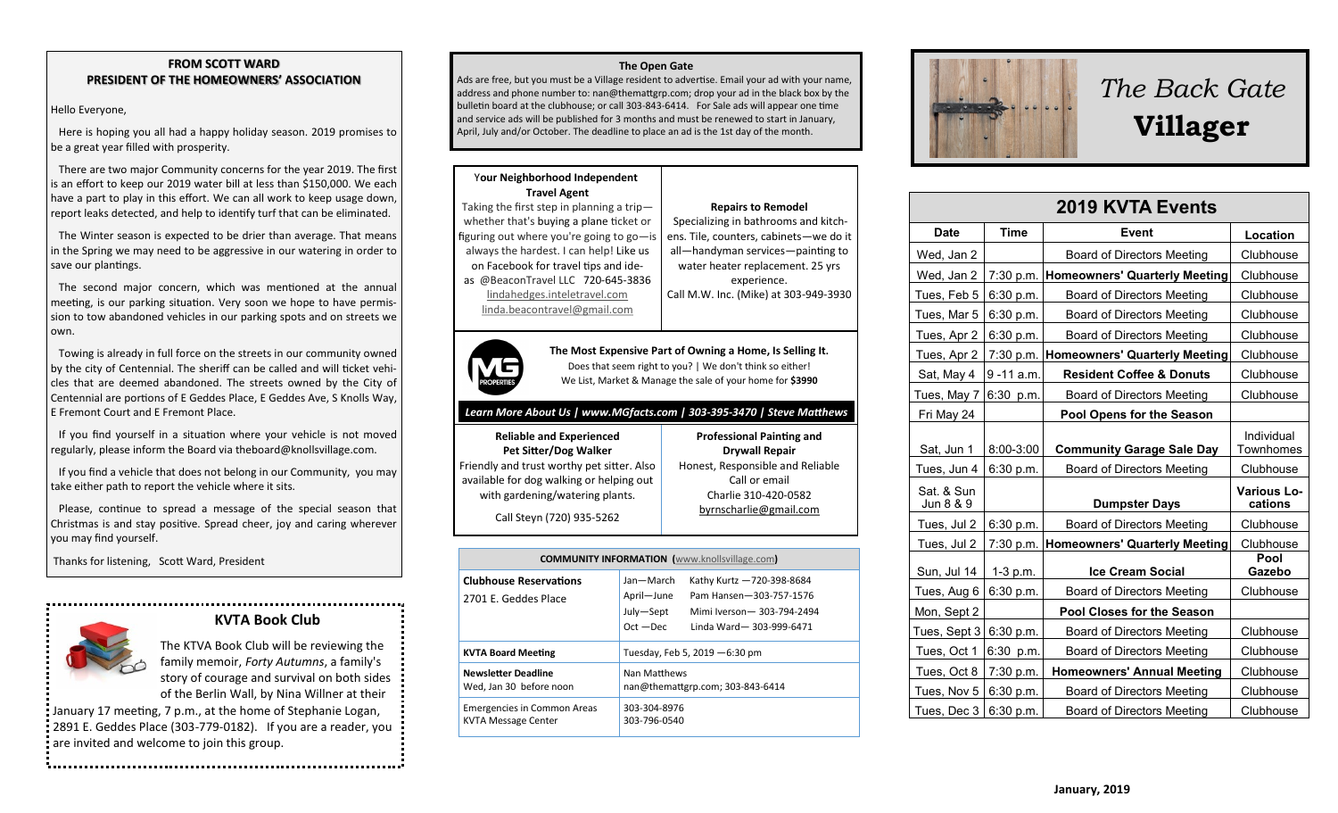**FROM SCOTT WARD**
**PRESIDENT OF THE HOMEOWNERS' ASSOCIATION**

Hello Everyone,

Here is hoping you all had a happy holiday season. 2019 promises to be a great year filled with prosperity.

There are two major Community concerns for the year 2019. The first is an effort to keep our 2019 water bill at less than $150,000. We each have a part to play in this effort. We can all work to keep usage down, report leaks detected, and help to identify turf that can be eliminated.

The Winter season is expected to be drier than average. That means in the Spring we may need to be aggressive in our watering in order to save our plantings.

The second major concern, which was mentioned at the annual meeting, is our parking situation. Very soon we hope to have permission to tow abandoned vehicles in our parking spots and on streets we own.

Towing is already in full force on the streets in our community owned by the city of Centennial. The sheriff can be called and will ticket vehicles that are deemed abandoned. The streets owned by the City of Centennial are portions of E Geddes Place, E Geddes Ave, S Knolls Way, E Fremont Court and E Fremont Place.

If you find yourself in a situation where your vehicle is not moved regularly, please inform the Board via theboard@knollsvillage.com.

If you find a vehicle that does not belong in our Community, you may take either path to report the vehicle where it sits.

Please, continue to spread a message of the special season that Christmas is and stay positive. Spread cheer, joy and caring wherever you may find yourself.

Thanks for listening, Scott Ward, President

## KVTA Book Club

The KTVA Book Club will be reviewing the family memoir, *Forty Autumns*, a family's story of courage and survival on both sides of the Berlin Wall, by Nina Willner at their January 17 meeting, 7 p.m., at the home of Stephanie Logan, 2891 E. Geddes Place (303-779-0182). If you are a reader, you are invited and welcome to join this group.

**The Open Gate**

Ads are free, but you must be a Village resident to advertise. Email your ad with your name, address and phone number to: nan@themattgrp.com; drop your ad in the black box by the bulletin board at the clubhouse; or call 303-843-6414. For Sale ads will appear one time and service ads will be published for 3 months and must be renewed to start in January, April, July and/or October. The deadline to place an ad is the 1st day of the month.

**Your Neighborhood Independent Travel Agent**

Taking the first step in planning a trip—whether that's buying a plane ticket or figuring out where you're going to go—is always the hardest. I can help! Like us on Facebook for travel tips and ideas @BeaconTravel LLC 720-645-3836
lindahedges.inteletravel.com
linda.beacontravel@gmail.com

**Repairs to Remodel**

Specializing in bathrooms and kitchens. Tile, counters, cabinets—we do it all—handyman services—painting to water heater replacement. 25 yrs experience.
Call M.W. Inc. (Mike) at 303-949-3930

**The Most Expensive Part of Owning a Home, Is Selling It.**
Does that seem right to you? | We don't think so either!
We List, Market & Manage the sale of your home for **$3990**

***Learn More About Us | www.MGfacts.com | 303-395-3470 | Steve Matthews***

**Reliable and Experienced Pet Sitter/Dog Walker**

Friendly and trust worthy pet sitter. Also available for dog walking or helping out with gardening/watering plants.

Call Steyn (720) 935-5262

**Professional Painting and Drywall Repair**

Honest, Responsible and Reliable
Call or email
Charlie 310-420-0582
byrnscharlie@gmail.com

**COMMUNITY INFORMATION (www.knollsvillage.com)**

| | |
|---|---|
| **Clubhouse Reservations**<br>2701 E. Geddes Place | Jan—March Kathy Kurtz —720-398-8684<br>April—June Pam Hansen—303-757-1576<br>July—Sept Mimi Iverson— 303-794-2494<br>Oct —Dec Linda Ward— 303-999-6471 |
| **KVTA Board Meeting** | Tuesday, Feb 5, 2019 —6:30 pm |
| **Newsletter Deadline**<br>Wed, Jan 30 before noon | Nan Matthews<br>nan@themattgrp.com; 303-843-6414 |
| Emergencies in Common Areas<br>KVTA Message Center | 303-304-8976<br>303-796-0540 |

# *The Back Gate* **Villager**

## 2019 KVTA Events

| Date | Time | Event | Location |
|---|---|---|---|
| Wed, Jan 2 | | Board of Directors Meeting | Clubhouse |
| Wed, Jan 2 | 7:30 p.m. | **Homeowners' Quarterly Meeting** | Clubhouse |
| Tues, Feb 5 | 6:30 p.m. | Board of Directors Meeting | Clubhouse |
| Tues, Mar 5 | 6:30 p.m. | Board of Directors Meeting | Clubhouse |
| Tues, Apr 2 | 6:30 p.m. | Board of Directors Meeting | Clubhouse |
| Tues, Apr 2 | 7:30 p.m. | **Homeowners' Quarterly Meeting** | Clubhouse |
| Sat, May 4 | 9 -11 a.m. | **Resident Coffee & Donuts** | Clubhouse |
| Tues, May 7 | 6:30 p.m. | Board of Directors Meeting | Clubhouse |
| Fri May 24 | | **Pool Opens for the Season** | |
| Sat, Jun 1 | 8:00-3:00 | **Community Garage Sale Day** | Individual Townhomes |
| Tues, Jun 4 | 6:30 p.m. | Board of Directors Meeting | Clubhouse |
| Sat. & Sun Jun 8 & 9 | | **Dumpster Days** | **Various Locations** |
| Tues, Jul 2 | 6:30 p.m. | Board of Directors Meeting | Clubhouse |
| Tues, Jul 2 | 7:30 p.m. | **Homeowners' Quarterly Meeting** | Clubhouse |
| Sun, Jul 14 | 1-3 p.m. | **Ice Cream Social** | **Pool Gazebo** |
| Tues, Aug 6 | 6:30 p.m. | Board of Directors Meeting | Clubhouse |
| Mon, Sept 2 | | **Pool Closes for the Season** | |
| Tues, Sept 3 | 6:30 p.m. | Board of Directors Meeting | Clubhouse |
| Tues, Oct 1 | 6:30 p.m. | Board of Directors Meeting | Clubhouse |
| Tues, Oct 8 | 7:30 p.m. | **Homeowners' Annual Meeting** | Clubhouse |
| Tues, Nov 5 | 6:30 p.m. | Board of Directors Meeting | Clubhouse |
| Tues, Dec 3 | 6:30 p.m. | Board of Directors Meeting | Clubhouse |

**January, 2019**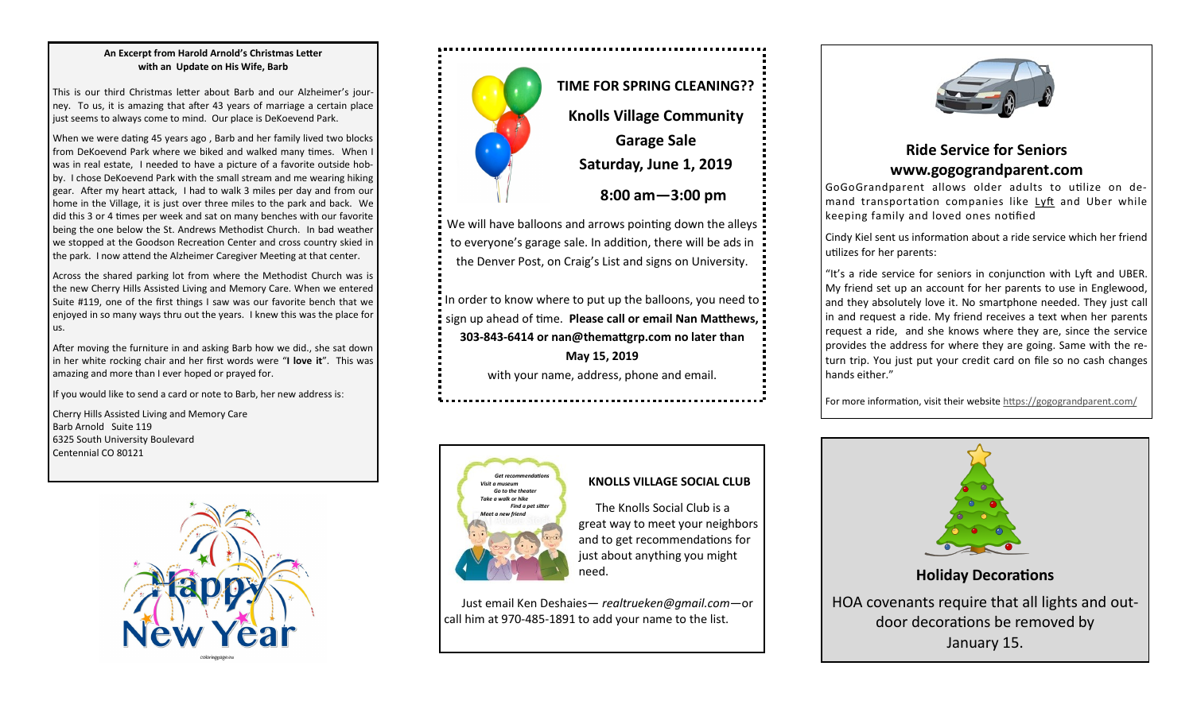**An Excerpt from Harold Arnold's Christmas Letter with an Update on His Wife, Barb**

This is our third Christmas letter about Barb and our Alzheimer's journey. To us, it is amazing that after 43 years of marriage a certain place just seems to always come to mind. Our place is DeKoevend Park.

When we were dating 45 years ago , Barb and her family lived two blocks from DeKoevend Park where we biked and walked many times. When I was in real estate, I needed to have a picture of a favorite outside hobby. I chose DeKoevend Park with the small stream and me wearing hiking gear. After my heart attack, I had to walk 3 miles per day and from our home in the Village, it is just over three miles to the park and back. We did this 3 or 4 times per week and sat on many benches with our favorite being the one below the St. Andrews Methodist Church. In bad weather we stopped at the Goodson Recreation Center and cross country skied in the park. I now attend the Alzheimer Caregiver Meeting at that center.

Across the shared parking lot from where the Methodist Church was is the new Cherry Hills Assisted Living and Memory Care. When we entered Suite #119, one of the first things I saw was our favorite bench that we enjoyed in so many ways thru out the years. I knew this was the place for us.

After moving the furniture in and asking Barb how we did., she sat down in her white rocking chair and her first words were "**I love it**". This was amazing and more than I ever hoped or prayed for.

If you would like to send a card or note to Barb, her new address is:

Cherry Hills Assisted Living and Memory Care
Barb Arnold Suite 119
6325 South University Boulevard
Centennial CO 80121

Happy New Year

**TIME FOR SPRING CLEANING??**

**Knolls Village Community Garage Sale**

**Saturday, June 1, 2019**

**8:00 am—3:00 pm**

We will have balloons and arrows pointing down the alleys to everyone's garage sale. In addition, there will be ads in the Denver Post, on Craig's List and signs on University.

In order to know where to put up the balloons, you need to sign up ahead of time. **Please call or email Nan Matthews, 303-843-6414 or nan@themattgrp.com no later than May 15, 2019** with your name, address, phone and email.

**KNOLLS VILLAGE SOCIAL CLUB**

The Knolls Social Club is a great way to meet your neighbors and to get recommendations for just about anything you might need.

Just email Ken Deshaies— *realtrueken@gmail.com*—or call him at 970-485-1891 to add your name to the list.

## Ride Service for Seniors
## www.gogograndparent.com

GoGoGrandparent allows older adults to utilize on demand transportation companies like Lyft and Uber while keeping family and loved ones notified

Cindy Kiel sent us information about a ride service which her friend utilizes for her parents:

"It's a ride service for seniors in conjunction with Lyft and UBER. My friend set up an account for her parents to use in Englewood, and they absolutely love it. No smartphone needed. They just call in and request a ride. My friend receives a text when her parents request a ride, and she knows where they are, since the service provides the address for where they are going. Same with the return trip. You just put your credit card on file so no cash changes hands either."

For more information, visit their website https://gogograndparent.com/

**Holiday Decorations**

HOA covenants require that all lights and outdoor decorations be removed by January 15.